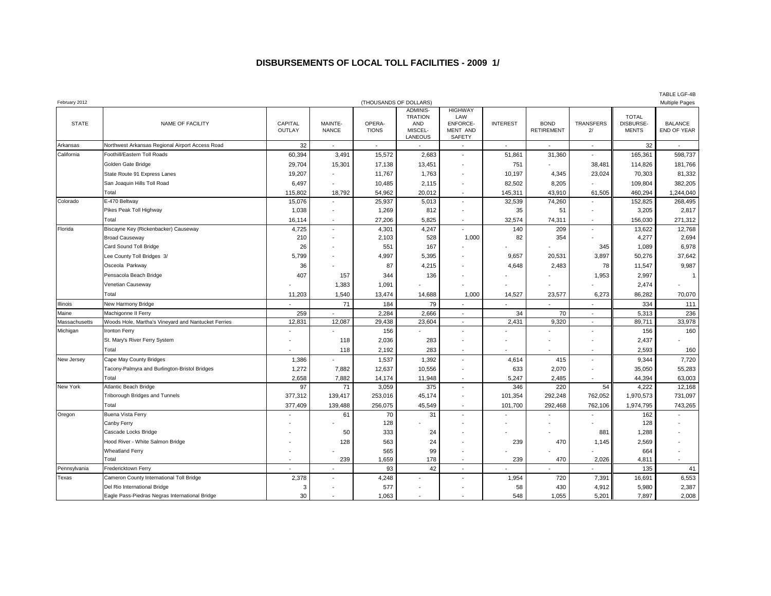# DISBURSEMENTS OF LOCAL TOLL FACILITIES - 2009 1/

TABLE LGF-4B

February 2012 | (THOUSANDS OF DOLLARS) | Multiple Pages

| STATE | NAME OF FACILITY | CAPITAL OUTLAY | MAINTE-NANCE | OPERA-TIONS | ADMINIS-TRATION AND MISCEL-LANEOUS | HIGHWAY LAW ENFORCE-MENT AND SAFETY | INTEREST | BOND RETIREMENT | TRANSFERS 2/ | TOTAL DISBURSE-MENTS | BALANCE END OF YEAR |
|---|---|---|---|---|---|---|---|---|---|---|---|
| Arkansas | Northwest Arkansas Regional Airport Access Road | 32 | - | - | - | - | - | - | - | 32 | - |
| California | Foothill/Eastern Toll Roads | 60,394 | 3,491 | 15,572 | 2,683 | - | 51,861 | 31,360 | - | 165,361 | 598,737 |
| | Golden Gate Bridge | 29,704 | 15,301 | 17,138 | 13,451 | - | 751 | - | 38,481 | 114,826 | 181,766 |
| | State Route 91 Express Lanes | 19,207 | - | 11,767 | 1,763 | - | 10,197 | 4,345 | 23,024 | 70,303 | 81,332 |
| | San Joaquin Hills Toll Road | 6,497 | - | 10,485 | 2,115 | - | 82,502 | 8,205 | - | 109,804 | 382,205 |
| | Total | 115,802 | 18,792 | 54,962 | 20,012 | - | 145,311 | 43,910 | 61,505 | 460,294 | 1,244,040 |
| Colorado | E-470 Beltway | 15,076 | - | 25,937 | 5,013 | - | 32,539 | 74,260 | - | 152,825 | 268,495 |
| | Pikes Peak Toll Highway | 1,038 | - | 1,269 | 812 | - | 35 | 51 | - | 3,205 | 2,817 |
| | Total | 16,114 | - | 27,206 | 5,825 | - | 32,574 | 74,311 | - | 156,030 | 271,312 |
| Florida | Biscayne Key (Rickenbacker) Causeway | 4,725 | - | 4,301 | 4,247 | - | 140 | 209 | - | 13,622 | 12,768 |
| | Broad Causeway | 210 | - | 2,103 | 528 | 1,000 | 82 | 354 | - | 4,277 | 2,694 |
| | Card Sound Toll Bridge | 26 | - | 551 | 167 | - | - | - | 345 | 1,089 | 6,978 |
| | Lee County Toll Bridges 3/ | 5,799 | - | 4,997 | 5,395 | - | 9,657 | 20,531 | 3,897 | 50,276 | 37,642 |
| | Osceola Parkway | 36 | - | 87 | 4,215 | - | 4,648 | 2,483 | 78 | 11,547 | 9,987 |
| | Pensacola Beach Bridge | 407 | 157 | 344 | 136 | - | - | - | 1,953 | 2,997 | 1 |
| | Venetian Causeway | - | 1,383 | 1,091 | - | - | - | - | - | 2,474 | - |
| | Total | 11,203 | 1,540 | 13,474 | 14,688 | 1,000 | 14,527 | 23,577 | 6,273 | 86,282 | 70,070 |
| Illinois | New Harmony Bridge | - | 71 | 184 | 79 | - | - | - | - | 334 | 111 |
| Maine | Machigonne II Ferry | 259 | - | 2,284 | 2,666 | - | 34 | 70 | - | 5,313 | 236 |
| Massachusetts | Woods Hole, Martha's Vineyard and Nantucket Ferries | 12,831 | 12,087 | 29,438 | 23,604 | - | 2,431 | 9,320 | - | 89,711 | 33,978 |
| Michigan | Ironton Ferry | - | - | 156 | - | - | - | - | - | 156 | 160 |
| | St. Mary's River Ferry System | - | 118 | 2,036 | 283 | - | - | - | - | 2,437 | - |
| | Total | - | 118 | 2,192 | 283 | - | - | - | - | 2,593 | 160 |
| New Jersey | Cape May County Bridges | 1,386 | - | 1,537 | 1,392 | - | 4,614 | 415 | - | 9,344 | 7,720 |
| | Tacony-Palmyra and Burlington-Bristol Bridges | 1,272 | 7,882 | 12,637 | 10,556 | - | 633 | 2,070 | - | 35,050 | 55,283 |
| | Total | 2,658 | 7,882 | 14,174 | 11,948 | - | 5,247 | 2,485 | - | 44,394 | 63,003 |
| New York | Atlantic Beach Bridge | 97 | 71 | 3,059 | 375 | - | 346 | 220 | 54 | 4,222 | 12,168 |
| | Triborough Bridges and Tunnels | 377,312 | 139,417 | 253,016 | 45,174 | - | 101,354 | 292,248 | 762,052 | 1,970,573 | 731,097 |
| | Total | 377,409 | 139,488 | 256,075 | 45,549 | - | 101,700 | 292,468 | 762,106 | 1,974,795 | 743,265 |
| Oregon | Buena Vista Ferry | - | 61 | 70 | 31 | - | - | - | - | 162 | - |
| | Canby Ferry | - | - | 128 | - | - | - | - | - | 128 | - |
| | Cascade Locks Bridge | - | 50 | 333 | 24 | - | - | - | 881 | 1,288 | - |
| | Hood River - White Salmon Bridge | - | 128 | 563 | 24 | - | 239 | 470 | 1,145 | 2,569 | - |
| | Wheatland Ferry | - | - | 565 | 99 | - | - | - | - | 664 | - |
| | Total | - | 239 | 1,659 | 178 | - | 239 | 470 | 2,026 | 4,811 | - |
| Pennsylvania | Fredericktown Ferry | - | - | 93 | 42 | - | - | - | - | 135 | 41 |
| Texas | Cameron County International Toll Bridge | 2,378 | - | 4,248 | - | - | 1,954 | 720 | 7,391 | 16,691 | 6,553 |
| | Del Rio International Bridge | 3 | - | 577 | - | - | 58 | 430 | 4,912 | 5,980 | 2,387 |
| | Eagle Pass-Piedras Negras International Bridge | 30 | - | 1,063 | - | - | 548 | 1,055 | 5,201 | 7,897 | 2,008 |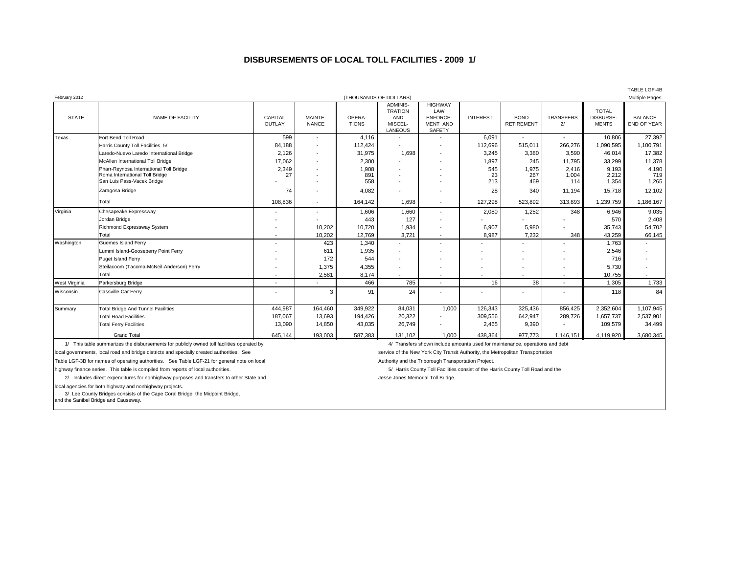# DISBURSEMENTS OF LOCAL TOLL FACILITIES - 2009 1/

TABLE LGF-4B

February 2012 (THOUSANDS OF DOLLARS) Multiple Pages

| STATE | NAME OF FACILITY | CAPITAL OUTLAY | MAINTE-NANCE | OPERA-TIONS | ADMINIS-TRATION AND MISCEL-LANEOUS | HIGHWAY LAW ENFORCE-MENT AND SAFETY | INTEREST | BOND RETIREMENT | TRANSFERS 2/ | TOTAL DISBURSE-MENTS | BALANCE END OF YEAR |
|---|---|---|---|---|---|---|---|---|---|---|---|
| Texas | Fort Bend Toll Road | 599 | - | 4,116 | - | - | 6,091 | - | - | 10,806 | 27,392 |
| | Harris County Toll Facilities 5/ | 84,188 | - | 112,424 | - | - | 112,696 | 515,011 | 266,276 | 1,090,595 | 1,100,791 |
| | Laredo-Nuevo Laredo International Bridge | 2,126 | - | 31,975 | 1,698 | - | 3,245 | 3,380 | 3,590 | 46,014 | 17,382 |
| | McAllen International Toll Bridge | 17,062 | - | 2,300 | - | - | 1,897 | 245 | 11,795 | 33,299 | 11,378 |
| | Pharr-Reynosa International Toll Bridge | 2,349 | - | 1,908 | - | - | 545 | 1,975 | 2,416 | 9,193 | 4,190 |
| | Roma International Toll Bridge | 27 | - | 891 | - | - | 23 | 267 | 1,004 | 2,212 | 719 |
| | San Luis Pass-Vacek Bridge | - | - | 558 | - | - | 213 | 469 | 114 | 1,354 | 1,265 |
| | Zaragosa Bridge | 74 | - | 4,082 | - | - | 28 | 340 | 11,194 | 15,718 | 12,102 |
| | Total | 108,836 | - | 164,142 | 1,698 | - | 127,298 | 523,892 | 313,893 | 1,239,759 | 1,186,167 |
| Virginia | Chesapeake Expressway | - | - | 1,606 | 1,660 | - | 2,080 | 1,252 | 348 | 6,946 | 9,035 |
| | Jordan Bridge | - | - | 443 | 127 | - | - | - | - | 570 | 2,408 |
| | Richmond Expressway System | - | 10,202 | 10,720 | 1,934 | - | 6,907 | 5,980 | - | 35,743 | 54,702 |
| | Total | - | 10,202 | 12,769 | 3,721 | - | 8,987 | 7,232 | 348 | 43,259 | 66,145 |
| Washington | Guemes Island Ferry | - | 423 | 1,340 | - | - | - | - | - | 1,763 | - |
| | Lummi Island-Gooseberry Point Ferry | - | 611 | 1,935 | - | - | - | - | - | 2,546 | - |
| | Puget Island Ferry | - | 172 | 544 | - | - | - | - | - | 716 | - |
| | Steilacoom (Tacoma-McNeil-Anderson) Ferry | - | 1,375 | 4,355 | - | - | - | - | - | 5,730 | - |
| | Total | - | 2,581 | 8,174 | - | - | - | - | - | 10,755 | - |
| West Virginia | Parkersburg Bridge | - | - | 466 | 785 | - | 16 | 38 | - | 1,305 | 1,733 |
| Wisconsin | Cassville Car Ferry | - | 3 | 91 | 24 | - | - | - | - | 118 | 84 |
| Summary | Total Bridge And Tunnel Facilities | 444,987 | 164,460 | 349,922 | 84,031 | 1,000 | 126,343 | 325,436 | 856,425 | 2,352,604 | 1,107,945 |
| | Total Road Facilities | 187,067 | 13,693 | 194,426 | 20,322 | - | 309,556 | 642,947 | 289,726 | 1,657,737 | 2,537,901 |
| | Total Ferry Facilities | 13,090 | 14,850 | 43,035 | 26,749 | - | 2,465 | 9,390 | - | 109,579 | 34,499 |
| | Grand Total | 645,144 | 193,003 | 587,383 | 131,102 | 1,000 | 438,364 | 977,773 | 1,146,151 | 4,119,920 | 3,680,345 |

1/ This table summarizes the disbursements for publicly owned toll facilities operated by local governments, local road and bridge districts and specially created authorities. See Table LGF-3B for names of operating authorities. See Table LGF-21 for general note on local highway finance series. This table is compiled from reports of local authorities.

2/ Includes direct expenditures for nonhighway purposes and transfers to other State and local agencies for both highway and nonhighway projects.

3/ Lee County Bridges consists of the Cape Coral Bridge, the Midpoint Bridge, and the Sanibel Bridge and Causeway.

4/ Transfers shown include amounts used for maintenance, operations and debt service of the New York City Transit Authority, the Metropolitan Transportation Authority and the Triborough Transportation Project.

5/ Harris County Toll Facilities consist of the Harris County Toll Road and the Jesse Jones Memorial Toll Bridge.